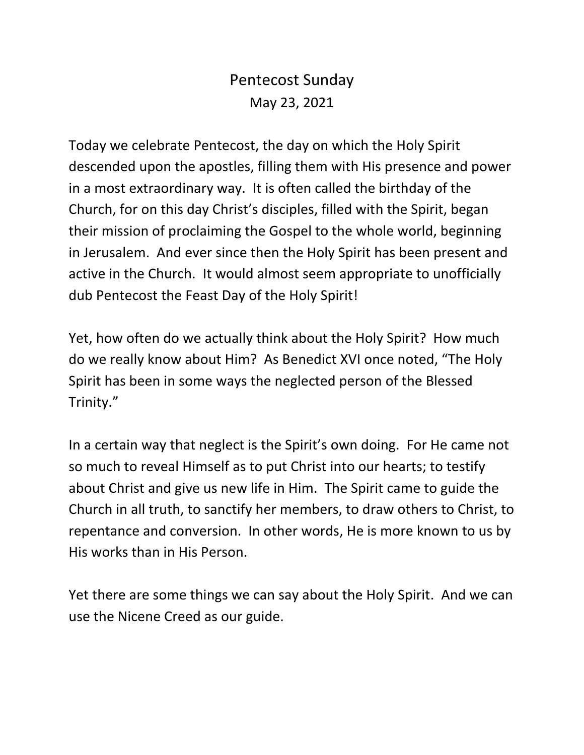# Pentecost Sunday

May 23, 2021

Today we celebrate Pentecost, the day on which the Holy Spirit descended upon the apostles, filling them with His presence and power in a most extraordinary way. It is often called the birthday of the Church, for on this day Christ's disciples, filled with the Spirit, began their mission of proclaiming the Gospel to the whole world, beginning in Jerusalem. And ever since then the Holy Spirit has been present and active in the Church. It would almost seem appropriate to unofficially dub Pentecost the Feast Day of the Holy Spirit!

Yet, how often do we actually think about the Holy Spirit? How much do we really know about Him? As Benedict XVI once noted, "The Holy Spirit has been in some ways the neglected person of the Blessed Trinity."

In a certain way that neglect is the Spirit's own doing. For He came not so much to reveal Himself as to put Christ into our hearts; to testify about Christ and give us new life in Him. The Spirit came to guide the Church in all truth, to sanctify her members, to draw others to Christ, to repentance and conversion. In other words, He is more known to us by His works than in His Person.

Yet there are some things we can say about the Holy Spirit. And we can use the Nicene Creed as our guide.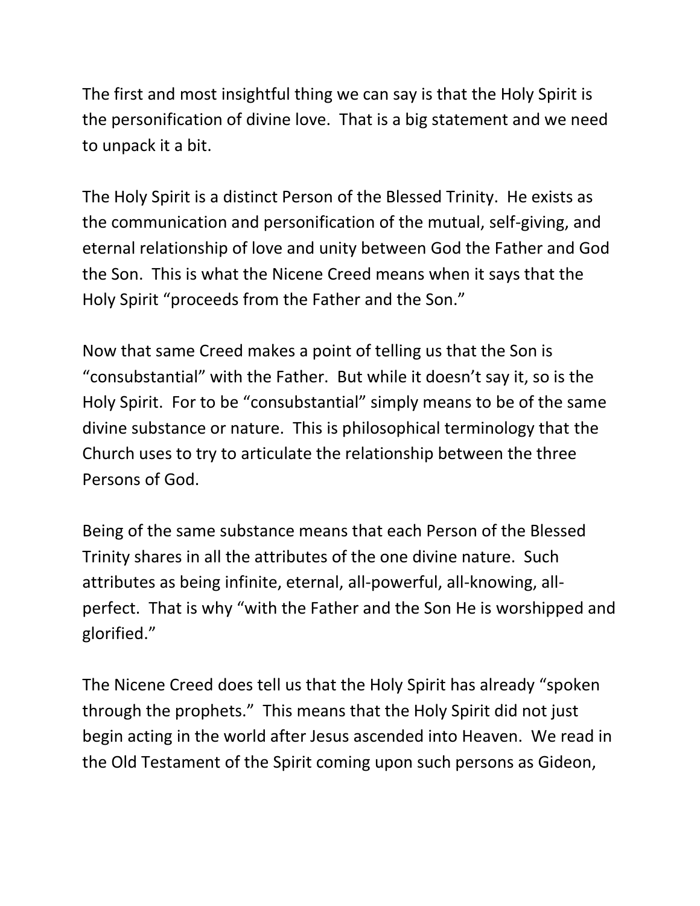The first and most insightful thing we can say is that the Holy Spirit is the personification of divine love. That is a big statement and we need to unpack it a bit.

The Holy Spirit is a distinct Person of the Blessed Trinity. He exists as the communication and personification of the mutual, self-giving, and eternal relationship of love and unity between God the Father and God the Son. This is what the Nicene Creed means when it says that the Holy Spirit "proceeds from the Father and the Son."

Now that same Creed makes a point of telling us that the Son is "consubstantial" with the Father. But while it doesn't say it, so is the Holy Spirit. For to be "consubstantial" simply means to be of the same divine substance or nature. This is philosophical terminology that the Church uses to try to articulate the relationship between the three Persons of God.

Being of the same substance means that each Person of the Blessed Trinity shares in all the attributes of the one divine nature. Such attributes as being infinite, eternal, all-powerful, all-knowing, all-perfect. That is why "with the Father and the Son He is worshipped and glorified."

The Nicene Creed does tell us that the Holy Spirit has already "spoken through the prophets." This means that the Holy Spirit did not just begin acting in the world after Jesus ascended into Heaven. We read in the Old Testament of the Spirit coming upon such persons as Gideon,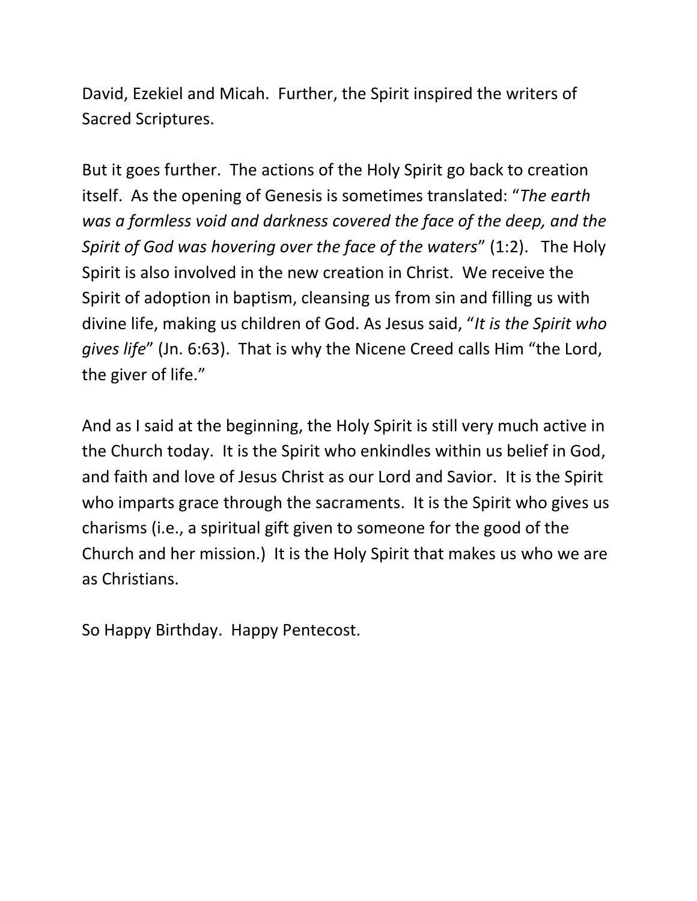David, Ezekiel and Micah. Further, the Spirit inspired the writers of Sacred Scriptures.

But it goes further. The actions of the Holy Spirit go back to creation itself. As the opening of Genesis is sometimes translated: "*The earth was a formless void and darkness covered the face of the deep, and the Spirit of God was hovering over the face of the waters*" (1:2). The Holy Spirit is also involved in the new creation in Christ. We receive the Spirit of adoption in baptism, cleansing us from sin and filling us with divine life, making us children of God. As Jesus said, "*It is the Spirit who gives life*" (Jn. 6:63). That is why the Nicene Creed calls Him "the Lord, the giver of life."

And as I said at the beginning, the Holy Spirit is still very much active in the Church today. It is the Spirit who enkindles within us belief in God, and faith and love of Jesus Christ as our Lord and Savior. It is the Spirit who imparts grace through the sacraments. It is the Spirit who gives us charisms (i.e., a spiritual gift given to someone for the good of the Church and her mission.) It is the Holy Spirit that makes us who we are as Christians.

So Happy Birthday. Happy Pentecost.